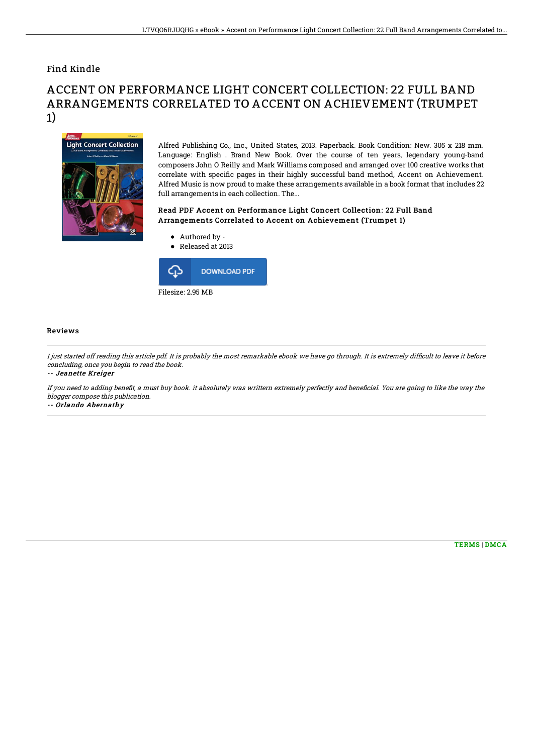Find Kindle

# ACCENT ON PERFORMANCE LIGHT CONCERT COLLECTION: 22 FULL BAND ARRANGEMENTS CORRELATED TO ACCENT ON ACHIEVEMENT (TRUMPET 1)

Alfred Publishing Co., Inc., United States, 2013. Paperback. Book Condition: New. 305 x 218 mm. Language: English . Brand New Book. Over the course of ten years, legendary young-band composers John O Reilly and Mark Williams composed and arranged over 100 creative works that correlate with specific pages in their highly successful band method, Accent on Achievement. Alfred Music is now proud to make these arrangements available in a book format that includes 22 full arrangements in each collection. The...

### Read PDF Accent on Performance Light Concert Collection: 22 Full Band Arrangements Correlated to Accent on Achievement (Trumpet 1)

- Authored by -
- Released at 2013

DOWNLOAD PDF

Filesize: 2.95 MB

## Reviews

*I just started off reading this article pdf. It is probably the most remarkable ebook we have go through. It is extremely difficult to leave it before concluding, once you begin to read the book.*

-- ***Jeanette Kreiger***

*If you need to adding benefit, a must buy book. it absolutely was writtern extremely perfectly and beneficial. You are going to like the way the blogger compose this publication.*

-- ***Orlando Abernathy***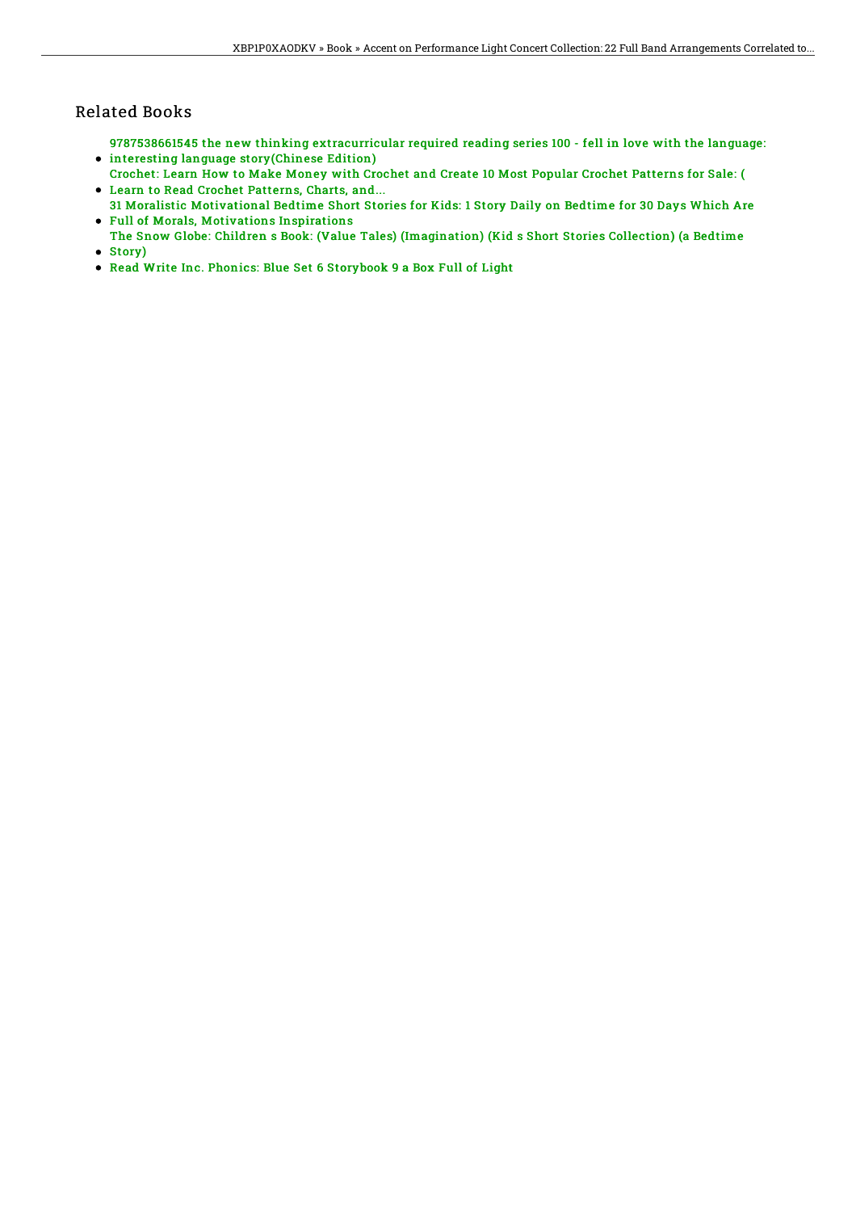## Related Books

- 9787538661545 the new thinking extracurricular required reading series 100 - fell in love with the language: interesting language story(Chinese Edition)
- Crochet: Learn How to Make Money with Crochet and Create 10 Most Popular Crochet Patterns for Sale: ( Learn to Read Crochet Patterns, Charts, and...
- 31 Moralistic Motivational Bedtime Short Stories for Kids: 1 Story Daily on Bedtime for 30 Days Which Are Full of Morals, Motivations Inspirations
- The Snow Globe: Children s Book: (Value Tales) (Imagination) (Kid s Short Stories Collection) (a Bedtime Story)
- Read Write Inc. Phonics: Blue Set 6 Storybook 9 a Box Full of Light